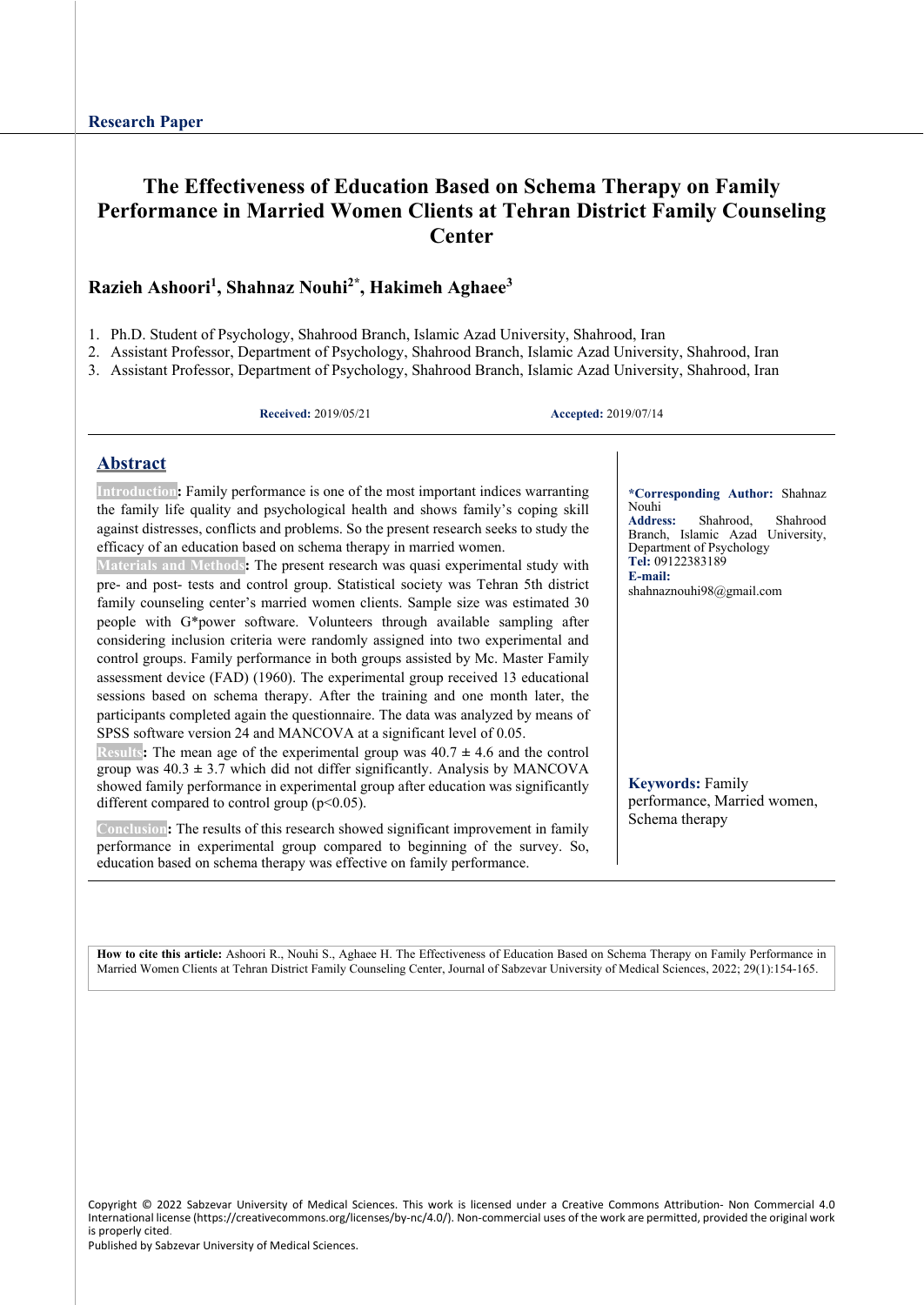Research Paper

# The Effectiveness of Education Based on Schema Therapy on Family Performance in Married Women Clients at Tehran District Family Counseling Center

**Razieh Ashoori[1], Shahnaz Nouhi[2*], Hakimeh Aghaee[3]**

1. Ph.D. Student of Psychology, Shahrood Branch, Islamic Azad University, Shahrood, Iran
2. Assistant Professor, Department of Psychology, Shahrood Branch, Islamic Azad University, Shahrood, Iran
3. Assistant Professor, Department of Psychology, Shahrood Branch, Islamic Azad University, Shahrood, Iran

**Received:** 2019/05/21 **Accepted:** 2019/07/14

## Abstract

**Introduction:** Family performance is one of the most important indices warranting the family life quality and psychological health and shows family's coping skill against distresses, conflicts and problems. So the present research seeks to study the efficacy of an education based on schema therapy in married women.

**Materials and Methods:** The present research was quasi experimental study with pre- and post- tests and control group. Statistical society was Tehran 5th district family counseling center's married women clients. Sample size was estimated 30 people with G*power software. Volunteers through available sampling after considering inclusion criteria were randomly assigned into two experimental and control groups. Family performance in both groups assisted by Mc. Master Family assessment device (FAD) (1960). The experimental group received 13 educational sessions based on schema therapy. After the training and one month later, the participants completed again the questionnaire. The data was analyzed by means of SPSS software version 24 and MANCOVA at a significant level of 0.05.

**Results:** The mean age of the experimental group was 40.7 ± 4.6 and the control group was 40.3 ± 3.7 which did not differ significantly. Analysis by MANCOVA showed family performance in experimental group after education was significantly different compared to control group ($p<0.05$).

**Conclusion:** The results of this research showed significant improvement in family performance in experimental group compared to beginning of the survey. So, education based on schema therapy was effective on family performance.

**\*Corresponding Author:** Shahnaz Nouhi
**Address:** Shahrood, Shahrood Branch, Islamic Azad University, Department of Psychology
**Tel:** 09122383189
**E-mail:** shahnaznouhi98@gmail.com

**Keywords:** Family performance, Married women, Schema therapy

**How to cite this article:** Ashoori R., Nouhi S., Aghaee H. The Effectiveness of Education Based on Schema Therapy on Family Performance in Married Women Clients at Tehran District Family Counseling Center, Journal of Sabzevar University of Medical Sciences, 2022; 29(1):154-165.

Copyright © 2022 Sabzevar University of Medical Sciences. This work is licensed under a Creative Commons Attribution- Non Commercial 4.0 International license (https://creativecommons.org/licenses/by-nc/4.0/). Non-commercial uses of the work are permitted, provided the original work is properly cited.
Published by Sabzevar University of Medical Sciences.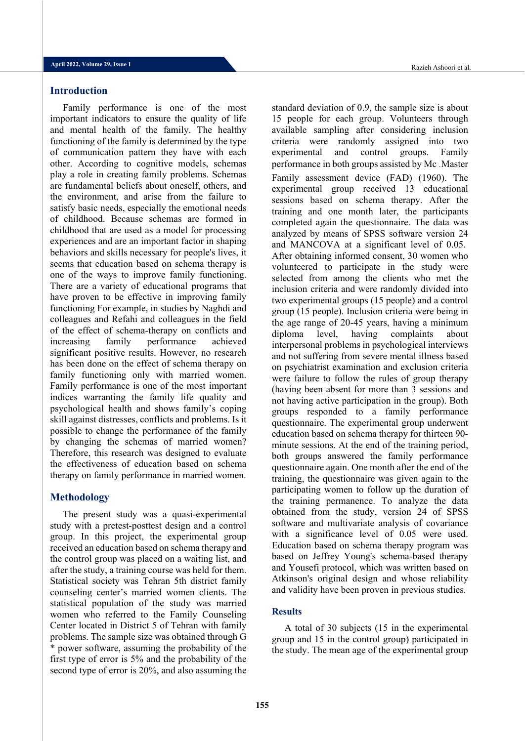## Introduction

Family performance is one of the most important indicators to ensure the quality of life and mental health of the family. The healthy functioning of the family is determined by the type of communication pattern they have with each other. According to cognitive models, schemas play a role in creating family problems. Schemas are fundamental beliefs about oneself, others, and the environment, and arise from the failure to satisfy basic needs, especially the emotional needs of childhood. Because schemas are formed in childhood that are used as a model for processing experiences and are an important factor in shaping behaviors and skills necessary for people's lives, it seems that education based on schema therapy is one of the ways to improve family functioning. There are a variety of educational programs that have proven to be effective in improving family functioning For example, in studies by Naghdi and colleagues and Refahi and colleagues in the field of the effect of schema-therapy on conflicts and increasing family performance achieved significant positive results. However, no research has been done on the effect of schema therapy on family functioning only with married women. Family performance is one of the most important indices warranting the family life quality and psychological health and shows family's coping skill against distresses, conflicts and problems. Is it possible to change the performance of the family by changing the schemas of married women? Therefore, this research was designed to evaluate the effectiveness of education based on schema therapy on family performance in married women.

## Methodology

The present study was a quasi-experimental study with a pretest-posttest design and a control group. In this project, the experimental group received an education based on schema therapy and the control group was placed on a waiting list, and after the study, a training course was held for them. Statistical society was Tehran 5th district family counseling center's married women clients. The statistical population of the study was married women who referred to the Family Counseling Center located in District 5 of Tehran with family problems. The sample size was obtained through G * power software, assuming the probability of the first type of error is 5% and the probability of the second type of error is 20%, and also assuming the standard deviation of 0.9, the sample size is about 15 people for each group. Volunteers through available sampling after considering inclusion criteria were randomly assigned into two experimental and control groups. Family performance in both groups assisted by Mc .Master Family assessment device (FAD) (1960). The experimental group received 13 educational sessions based on schema therapy. After the training and one month later, the participants completed again the questionnaire. The data was analyzed by means of SPSS software version 24 and MANCOVA at a significant level of 0.05. After obtaining informed consent, 30 women who volunteered to participate in the study were selected from among the clients who met the inclusion criteria and were randomly divided into two experimental groups (15 people) and a control group (15 people). Inclusion criteria were being in the age range of 20-45 years, having a minimum diploma level, having complaints about interpersonal problems in psychological interviews and not suffering from severe mental illness based on psychiatrist examination and exclusion criteria were failure to follow the rules of group therapy (having been absent for more than 3 sessions and not having active participation in the group). Both groups responded to a family performance questionnaire. The experimental group underwent education based on schema therapy for thirteen 90-minute sessions. At the end of the training period, both groups answered the family performance questionnaire again. One month after the end of the training, the questionnaire was given again to the participating women to follow up the duration of the training permanence. To analyze the data obtained from the study, version 24 of SPSS software and multivariate analysis of covariance with a significance level of 0.05 were used. Education based on schema therapy program was based on Jeffrey Young's schema-based therapy and Yousefi protocol, which was written based on Atkinson's original design and whose reliability and validity have been proven in previous studies.

## Results

A total of 30 subjects (15 in the experimental group and 15 in the control group) participated in the study. The mean age of the experimental group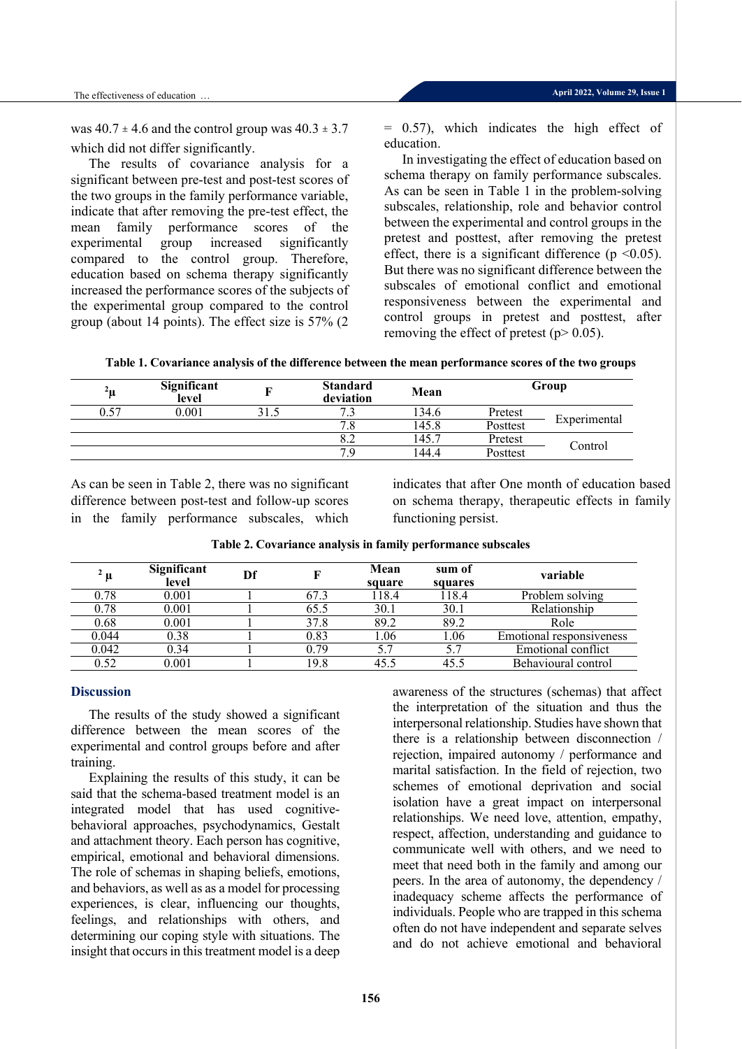was 40.7 ± 4.6 and the control group was 40.3 ± 3.7 which did not differ significantly.

The results of covariance analysis for a significant between pre-test and post-test scores of the two groups in the family performance variable, indicate that after removing the pre-test effect, the mean family performance scores of the experimental group increased significantly compared to the control group. Therefore, education based on schema therapy significantly increased the performance scores of the subjects of the experimental group compared to the control group (about 14 points). The effect size is 57% (2 = 0.57), which indicates the high effect of education.

In investigating the effect of education based on schema therapy on family performance subscales. As can be seen in Table 1 in the problem-solving subscales, relationship, role and behavior control between the experimental and control groups in the pretest and posttest, after removing the pretest effect, there is a significant difference ($p < 0.05$). But there was no significant difference between the subscales of emotional conflict and emotional responsiveness between the experimental and control groups in pretest and posttest, after removing the effect of pretest ($p > 0.05$).

**Table 1. Covariance analysis of the difference between the mean performance scores of the two groups**

| $^2\mu$ | Significant level | F | Standard deviation | Mean | Group | |
|---|---|---|---|---|---|---|
| 0.57 | 0.001 | 31.5 | 7.3 | 134.6 | Pretest | Experimental |
| | | | 7.8 | 145.8 | Posttest | |
| | | | 8.2 | 145.7 | Pretest | Control |
| | | | 7.9 | 144.4 | Posttest | |

As can be seen in Table 2, there was no significant difference between post-test and follow-up scores in the family performance subscales, which indicates that after One month of education based on schema therapy, therapeutic effects in family functioning persist.

**Table 2. Covariance analysis in family performance subscales**

| $^2\mu$ | Significant level | Df | F | Mean square | sum of squares | variable |
|---|---|---|---|---|---|---|
| 0.78 | 0.001 | 1 | 67.3 | 118.4 | 118.4 | Problem solving |
| 0.78 | 0.001 | 1 | 65.5 | 30.1 | 30.1 | Relationship |
| 0.68 | 0.001 | 1 | 37.8 | 89.2 | 89.2 | Role |
| 0.044 | 0.38 | 1 | 0.83 | 1.06 | 1.06 | Emotional responsiveness |
| 0.042 | 0.34 | 1 | 0.79 | 5.7 | 5.7 | Emotional conflict |
| 0.52 | 0.001 | 1 | 19.8 | 45.5 | 45.5 | Behavioural control |

## Discussion

The results of the study showed a significant difference between the mean scores of the experimental and control groups before and after training.

Explaining the results of this study, it can be said that the schema-based treatment model is an integrated model that has used cognitive-behavioral approaches, psychodynamics, Gestalt and attachment theory. Each person has cognitive, empirical, emotional and behavioral dimensions. The role of schemas in shaping beliefs, emotions, and behaviors, as well as as a model for processing experiences, is clear, influencing our thoughts, feelings, and relationships with others, and determining our coping style with situations. The insight that occurs in this treatment model is a deep awareness of the structures (schemas) that affect the interpretation of the situation and thus the interpersonal relationship. Studies have shown that there is a relationship between disconnection / rejection, impaired autonomy / performance and marital satisfaction. In the field of rejection, two schemes of emotional deprivation and social isolation have a great impact on interpersonal relationships. We need love, attention, empathy, respect, affection, understanding and guidance to communicate well with others, and we need to meet that need both in the family and among our peers. In the area of autonomy, the dependency / inadequacy scheme affects the performance of individuals. People who are trapped in this schema often do not have independent and separate selves and do not achieve emotional and behavioral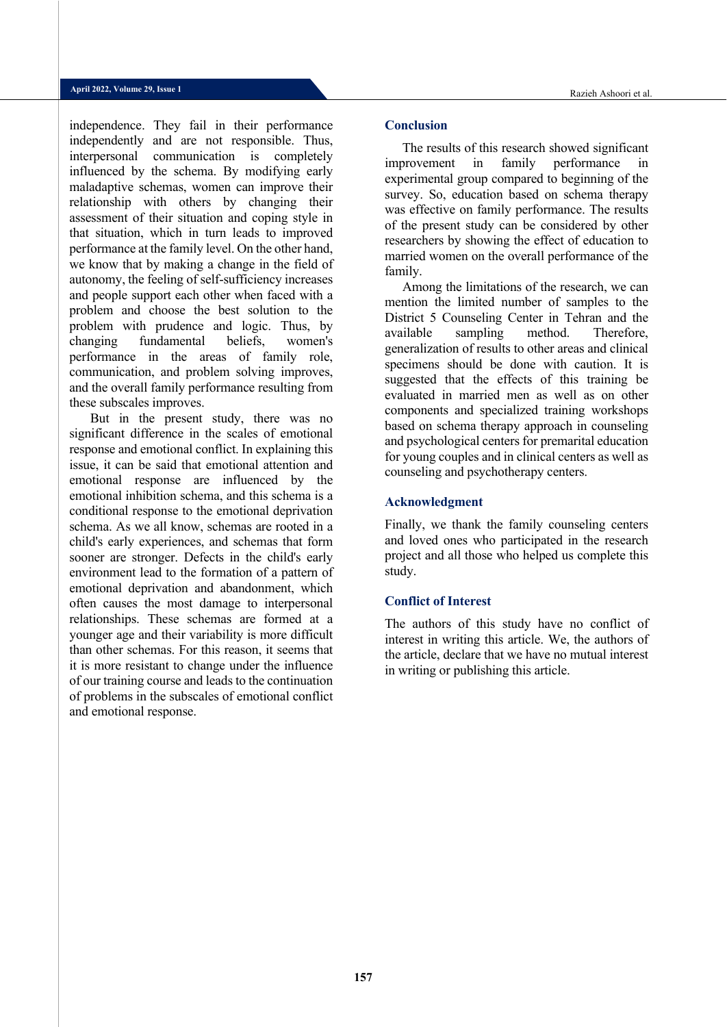independence. They fail in their performance independently and are not responsible. Thus, interpersonal communication is completely influenced by the schema. By modifying early maladaptive schemas, women can improve their relationship with others by changing their assessment of their situation and coping style in that situation, which in turn leads to improved performance at the family level. On the other hand, we know that by making a change in the field of autonomy, the feeling of self-sufficiency increases and people support each other when faced with a problem and choose the best solution to the problem with prudence and logic. Thus, by changing fundamental beliefs, women's performance in the areas of family role, communication, and problem solving improves, and the overall family performance resulting from these subscales improves.

But in the present study, there was no significant difference in the scales of emotional response and emotional conflict. In explaining this issue, it can be said that emotional attention and emotional response are influenced by the emotional inhibition schema, and this schema is a conditional response to the emotional deprivation schema. As we all know, schemas are rooted in a child's early experiences, and schemas that form sooner are stronger. Defects in the child's early environment lead to the formation of a pattern of emotional deprivation and abandonment, which often causes the most damage to interpersonal relationships. These schemas are formed at a younger age and their variability is more difficult than other schemas. For this reason, it seems that it is more resistant to change under the influence of our training course and leads to the continuation of problems in the subscales of emotional conflict and emotional response.

## Conclusion

The results of this research showed significant improvement in family performance in experimental group compared to beginning of the survey. So, education based on schema therapy was effective on family performance. The results of the present study can be considered by other researchers by showing the effect of education to married women on the overall performance of the family.

Among the limitations of the research, we can mention the limited number of samples to the District 5 Counseling Center in Tehran and the available sampling method. Therefore, generalization of results to other areas and clinical specimens should be done with caution. It is suggested that the effects of this training be evaluated in married men as well as on other components and specialized training workshops based on schema therapy approach in counseling and psychological centers for premarital education for young couples and in clinical centers as well as counseling and psychotherapy centers.

## Acknowledgment

Finally, we thank the family counseling centers and loved ones who participated in the research project and all those who helped us complete this study.

## Conflict of Interest

The authors of this study have no conflict of interest in writing this article. We, the authors of the article, declare that we have no mutual interest in writing or publishing this article.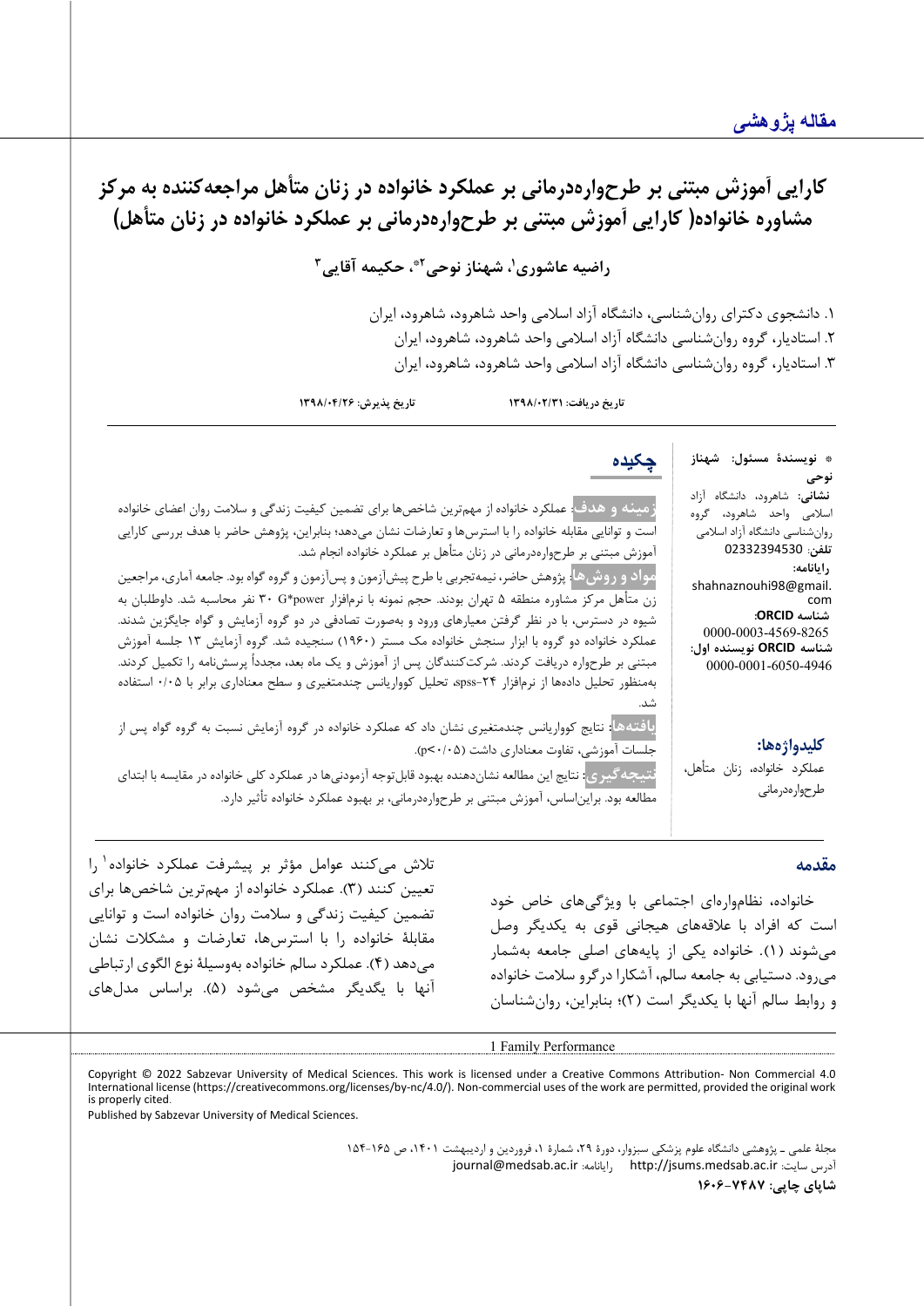مقاله پژوهشی

# کارایی آموزش مبتنی بر طرحواره‌درمانی بر عملکرد خانواده در زنان متأهل مراجعه‌کننده به مرکز مشاوره خانواده( کارایی آموزش مبتنی بر طرحواره‌درمانی بر عملکرد خانواده در زنان متأهل)

**راضیه عاشوری[1]، شهناز نوحی[2]*، حکیمه آقایی[3]**

۱. دانشجوی دکترای روان‌شناسی، دانشگاه آزاد اسلامی واحد شاهرود، شاهرود، ایران
۲. استادیار، گروه روان‌شناسی دانشگاه آزاد اسلامی واحد شاهرود، شاهرود، ایران
۳. استادیار، گروه روان‌شناسی دانشگاه آزاد اسلامی واحد شاهرود، شاهرود، ایران

تاریخ دریافت: ۱۳۹۸/۰۲/۳۱ تاریخ پذیرش: ۱۳۹۸/۰۴/۲۶

* **نویسندهٔ مسئول: شهناز نوحی**
**نشانی:** شاهرود، دانشگاه آزاد اسلامی واحد شاهرود، گروه روان‌شناسی دانشگاه آزاد اسلامی
**تلفن**: 02332394530
**رایانامه:** shahnaznouhi98@gmail.com
**شناسه ORCID:** 0000-0003-4569-8265
**شناسه ORCID نویسنده اول:** 0000-0001-6050-4946

## چکیده

**زمینه و هدف:** عملکرد خانواده از مهم‌ترین شاخص‌ها برای تضمین کیفیت زندگی و سلامت روان اعضای خانواده است و توانایی مقابله خانواده را با استرس‌ها و تعارضات نشان می‌دهد؛ بنابراین، پژوهش حاضر با هدف بررسی کارایی آموزش مبتنی بر طرحواره‌درمانی در زنان متأهل بر عملکرد خانواده انجام شد.

**مواد و روش‌ها:** پژوهش حاضر، نیمه‌تجربی با طرح پیش‌آزمون و پس‌آزمون و گروه گواه بود. جامعه آماری، مراجعین زن متأهل مرکز مشاوره منطقه ۵ تهران بودند. حجم نمونه با نرم‌افزار G*power ۳۰ نفر محاسبه شد. داوطلبان به شیوه در دسترس، با در نظر گرفتن معیارهای ورود و به‌صورت تصادفی در دو گروه آزمایش و گواه جایگزین شدند. عملکرد خانواده دو گروه با ابزار سنجش خانواده مک مستر (۱۹۶۰) سنجیده شد. گروه آزمایش ۱۳ جلسه آموزش مبتنی بر طرحواره دریافت کردند. شرکت‌کنندگان پس از آموزش و یک ماه بعد، مجدداً پرسش‌نامه را تکمیل کردند. به‌منظور تحلیل داده‌ها از نرم‌افزار spss-۲۴، تحلیل کوواریانس چندمتغیری و سطح معناداری برابر با ۰/۰۵ استفاده شد.

**یافته‌ها:** نتایج کوواریانس چندمتغیری نشان داد که عملکرد خانواده در گروه آزمایش نسبت به گروه گواه پس از جلسات آموزشی، تفاوت معناداری داشت (p<۰/۰۵).

**نتیجه‌گیری:** نتایج این مطالعه نشان‌دهنده بهبود قابل‌توجه آزمودنی‌ها در عملکرد کلی خانواده در مقایسه با ابتدای مطالعه بود. براین‌اساس، آموزش مبتنی بر طرحواره‌درمانی، بر بهبود عملکرد خانواده تأثیر دارد.

**کلیدواژه‌ها:**
عملکرد خانواده، زنان متأهل، طرحواره‌درمانی

## مقدمه

خانواده، نظام‌واره‌ای اجتماعی با ویژگی‌های خاص خود است که افراد با علاقه‌های هیجانی قوی به یکدیگر وصل می‌شوند (۱). خانواده یکی از پایه‌های اصلی جامعه به‌شمار می‌رود. دستیابی به جامعه سالم، آشکارا درگرو سلامت خانواده و روابط سالم آنها با یکدیگر است (۲)؛ بنابراین، روان‌شناسان تلاش می‌کنند عوامل مؤثر بر پیشرفت عملکرد خانواده[1] را تعیین کنند (۳). عملکرد خانواده از مهم‌ترین شاخص‌ها برای تضمین کیفیت زندگی و سلامت روان خانواده است و توانایی مقابلهٔ خانواده را با استرس‌ها، تعارضات و مشکلات نشان می‌دهد (۴). عملکرد سالم خانواده به‌وسیلهٔ نوع الگوی ارتباطی آنها با یکدیگر مشخص می‌شود (۵). براساس مدل‌های

---

1 Family Performance

Copyright © 2022 Sabzevar University of Medical Sciences. This work is licensed under a Creative Commons Attribution- Non Commercial 4.0 International license (https://creativecommons.org/licenses/by-nc/4.0/). Non-commercial uses of the work are permitted, provided the original work is properly cited.
Published by Sabzevar University of Medical Sciences.

آدرس سایت: http://jsums.medsab.ac.ir رایانامه: journal@medsab.ac.ir
شاپای چاپی: ۱۶۰۶-۷۴۸۷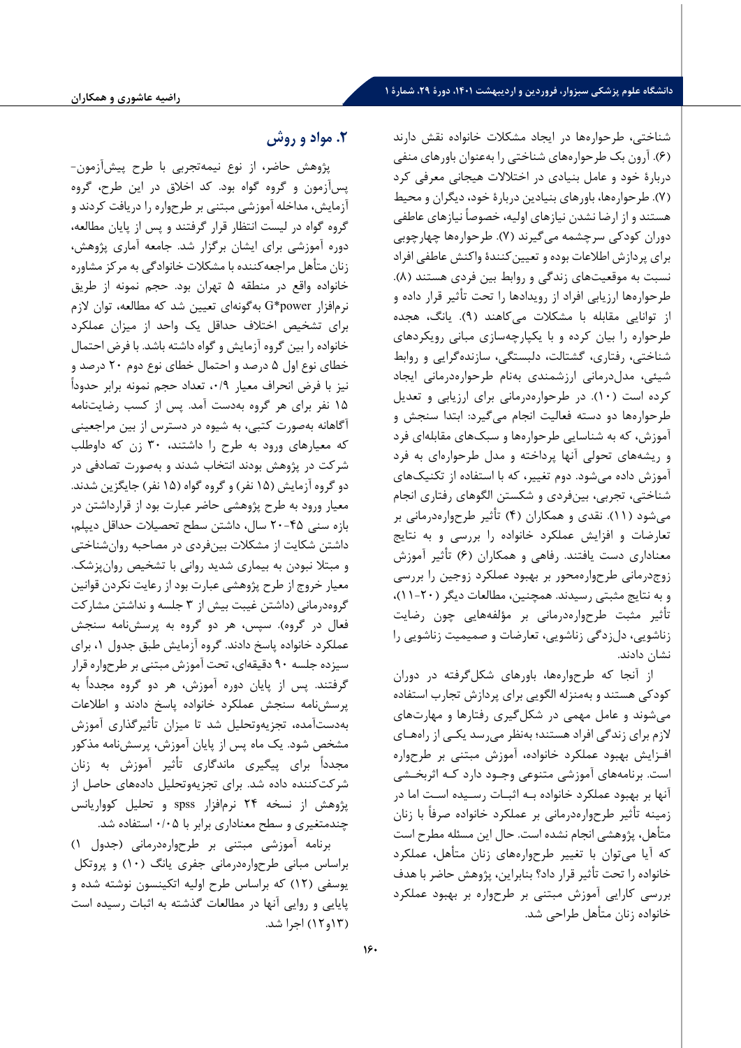شناختی، طرحواره‌ها در ایجاد مشکلات خانواده نقش دارند (۶). آرون بک طرحواره‌های شناختی را به‌عنوان باورهای منفی دربارهٔ خود و عامل بنیادی در اختلالات هیجانی معرفی کرد (۷). طرحواره‌ها، باورهای بنیادین دربارهٔ خود، دیگران و محیط هستند و از ارضا نشدن نیازهای اولیه، خصوصاً نیازهای عاطفی دوران کودکی سرچشمه می‌گیرند (۷). طرحواره‌ها چهارچوبی برای پردازش اطلاعات بوده و تعیین‌کنندهٔ واکنش عاطفی افراد نسبت به موقعیت‌های زندگی و روابط بین فردی هستند (۸). طرحواره‌ها ارزیابی افراد از رویدادها را تحت تأثیر قرار داده و از توانایی مقابله با مشکلات می‌کاهند (۹). یانگ، هجده طرحواره را بیان کرده و با یکپارچه‌سازی مبانی رویکردهای شناختی، رفتاری، گشتالت، دلبستگی، سازنده‌گرایی و روابط شیئی، مدل‌درمانی ارزشمندی به‌نام طرحواره‌درمانی ایجاد کرده است (۱۰). در طرحواره‌درمانی برای ارزیابی و تعدیل طرحواره‌ها دو دسته فعالیت انجام می‌گیرد: ابتدا سنجش و آموزش، که به شناسایی طرحواره‌ها و سبک‌های مقابله‌ای فرد و ریشه‌های تحولی آنها پرداخته و مدل طرحواره‌ای به فرد آموزش داده می‌شود. دوم تغییر، که با استفاده از تکنیک‌های شناختی، تجربی، بین‌فردی و شکستن الگوهای رفتاری انجام می‌شود (۱۱). نقدی و همکاران (۴) تأثیر طرحواره‌درمانی بر تعارضات و افزایش عملکرد خانواده را بررسی و به نتایج معناداری دست یافتند. رفاهی و همکاران (۶) تأثیر آموزش زوج‌درمانی طرحواره‌محور بر بهبود عملکرد زوجین را بررسی و به نتایج مثبتی رسیدند. همچنین، مطالعات دیگر (۲۰-۱۱)، تأثیر مثبت طرحواره‌درمانی بر مؤلفه‌هایی چون رضایت زناشویی، دل‌زدگی زناشویی، تعارضات و صمیمیت زناشویی را نشان دادند.

از آنجا که طرحواره‌ها، باورهای شکل‌گرفته در دوران کودکی هستند و به‌منزله الگویی برای پردازش تجارب استفاده می‌شوند و عامل مهمی در شکل‌گیری رفتارها و مهارت‌های لازم برای زندگی افراد هستند؛ به‌نظر می‌رسد یکی از راه‌های افزایش بهبود عملکرد خانواده، آموزش مبتنی بر طرحواره است. برنامه‌های آموزشی متنوعی وجود دارد که اثربخشی آنها بر بهبود عملکرد خانواده به اثبات رسیده است اما در زمینه تأثیر طرحواره‌درمانی بر عملکرد خانواده صرفاً با زنان متأهل، پژوهشی انجام نشده است. حال این مسئله مطرح است که آیا می‌توان با تغییر طرحواره‌های زنان متأهل، عملکرد خانواده را تحت تأثیر قرار داد؟ بنابراین، پژوهش حاضر با هدف بررسی کارایی آموزش مبتنی بر طرحواره بر بهبود عملکرد خانواده زنان متأهل طراحی شد.

## ۲. مواد و روش

پژوهش حاضر، از نوع نیمه‌تجربی با طرح پیش‌آزمون-پس‌آزمون و گروه گواه بود. کد اخلاق در این طرح، گروه آزمایش، مداخله آموزشی مبتنی بر طرحواره را دریافت کردند و گروه گواه در لیست انتظار قرار گرفتند و پس از پایان مطالعه، دوره آموزشی برای ایشان برگزار شد. جامعه آماری پژوهش، زنان متأهل مراجعه‌کننده با مشکلات خانوادگی به مرکز مشاوره خانواده واقع در منطقه ۵ تهران بود. حجم نمونه از طریق نرم‌افزار G*power به‌گونه‌ای تعیین شد که مطالعه، توان لازم برای تشخیص اختلاف حداقل یک واحد از میزان عملکرد خانواده را بین گروه آزمایش و گواه داشته باشد. با فرض احتمال خطای نوع اول ۵ درصد و احتمال خطای نوع دوم ۲۰ درصد و نیز با فرض انحراف معیار ۰/۹، تعداد حجم نمونه برابر حدوداً ۱۵ نفر برای هر گروه به‌دست آمد. پس از کسب رضایت‌نامه آگاهانه به‌صورت کتبی، به شیوه در دسترس از بین مراجعینی که معیارهای ورود به طرح را داشتند، ۳۰ زن که داوطلب شرکت در پژوهش بودند انتخاب شدند و به‌صورت تصادفی در دو گروه آزمایش (۱۵ نفر) و گروه گواه (۱۵ نفر) جایگزین شدند. معیار ورود به طرح پژوهشی حاضر عبارت بود از قرارداشتن در بازه سنی ۴۵-۲۰ سال، داشتن سطح تحصیلات حداقل دیپلم، داشتن شکایت از مشکلات بین‌فردی در مصاحبه روان‌شناختی و مبتلا نبودن به بیماری شدید روانی با تشخیص روان‌پزشک. معیار خروج از طرح پژوهشی عبارت بود از رعایت نکردن قوانین گروه‌درمانی (داشتن غیبت بیش از ۳ جلسه و نداشتن مشارکت فعال در گروه). سپس، هر دو گروه به پرسش‌نامه سنجش عملکرد خانواده پاسخ دادند. گروه آزمایش طبق جدول ۱، برای سیزده جلسه ۹۰ دقیقه‌ای، تحت آموزش مبتنی بر طرحواره قرار گرفتند. پس از پایان دوره آموزش، هر دو گروه مجدداً به پرسش‌نامه سنجش عملکرد خانواده پاسخ دادند و اطلاعات به‌دست‌آمده، تجزیه‌وتحلیل شد تا میزان تأثیرگذاری آموزش مشخص شود. یک ماه پس از پایان آموزش، پرسش‌نامه مذکور مجدداً برای پیگیری ماندگاری تأثیر آموزش به زنان شرکت‌کننده داده شد. برای تجزیه‌وتحلیل داده‌های حاصل از پژوهش از نسخه ۲۴ نرم‌افزار spss و تحلیل کوواریانس چندمتغیری و سطح معناداری برابر با ۰/۰۵ استفاده شد.

برنامه آموزشی مبتنی بر طرحواره‌درمانی (جدول ۱) براساس مبانی طرحواره‌درمانی جفری یانگ (۱۰) و پروتکل یوسفی (۱۲) که براساس طرح اولیه اتکینسون نوشته شده و پایایی و روایی آنها در مطالعات گذشته به اثبات رسیده است (۱۳و۱۲) اجرا شد.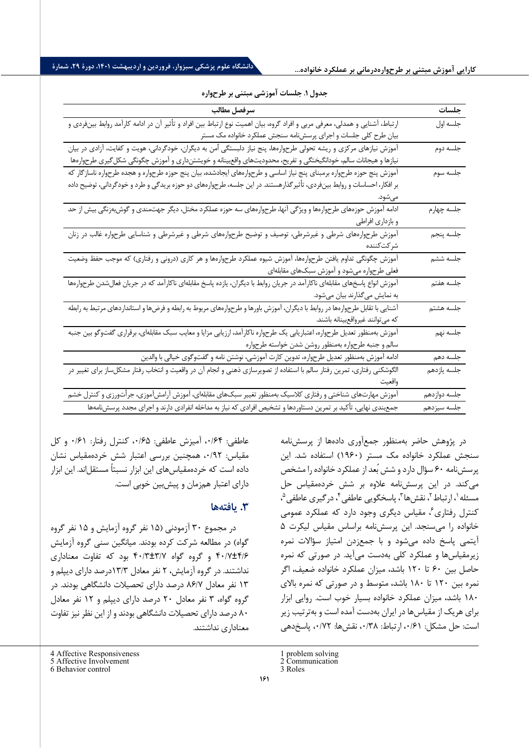جدول ۱. جلسات آموزشی مبتنی بر طرحواره

| جلسات | سرفصل مطالب |
| --- | --- |
| جلسه اول | ارتباط، آشنایی و همدلی، معرفی مربی و افراد گروه، بیان اهمیت نوع ارتباط بین افراد و تأثیر آن در ادامه کارآمد روابط بین‌فردی و بیان طرح کلی جلسات و اجرای پرسش‌نامه سنجش عملکرد خانواده مک مستر |
| جلسه دوم | آموزش نیازهای مرکزی و ریشه تحولی طرحواره‌ها، پنج نیاز دلبستگی آمن به دیگران، خودگردانی، هویت و کفایت، آزادی در بیان نیازها و هیجانات سالم، خودانگیختگی و تفریح، محدودیت‌های واقع‌بینانه و خویشتن‌داری و آموزش چگونگی شکل‌گیری طرحواره‌ها |
| جلسه سوم | آموزش پنج حوزه طرحواره برمبنای پنج نیاز اساسی و طرحواره‌های ایجادشده، بیان پنج حوزه طرحواره و هجده طرحواره ناسازگار که بر افکار، احساسات و روابط بین‌فردی، تأثیرگذارهستند. در این جلسه، طرحواره‌های دو حوزه بریدگی و طرد و خودگردانی، توضیح داده می‌شود. |
| جلسه چهارم | ادامه آموزش حوزه‌های طرحواره‌ها و ویژگی آنها، طرحواره‌های سه حوزه عملکرد مختل، دیگر جهت‌مندی و گوش‌به‌زنگی بیش از حد و بازداری افراطی |
| جلسه پنجم | آموزش طرحواره‌های شرطی و غیرشرطی، توصیف و توضیح طرحواره‌های شرطی و غیرشرطی و شناسایی طرحواره غالب در زنان شرکت‌کننده |
| جلسه ششم | آموزش چگونگی تداوم یافتن طرحواره‌ها، آموزش شیوه عملکرد طرحواره‌ها و هر کاری (درونی و رفتاری) که موجب حفظ وضعیت فعلی طرحواره می‌شود و آموزش سبک‌های مقابله‌ای |
| جلسه هفتم | آموزش انواع پاسخ‌های مقابله‌ای ناکارآمد در جریان روابط با دیگران، یازده پاسخ مقابله‌ای ناکارآمد که در جریان فعال‌شدن طرحواره‌ها به نمایش می‌گذارند بیان می‌شود. |
| جلسه هشتم | آشنایی با تقابل طرحواره‌ها در روابط با دیگران، آموزش باورها و طرحواره‌های مربوط به رابطه و فرض‌ها و استانداردهای مرتبط به رابطه که می‌توانند غیرواقع‌بینانه باشند. |
| جلسه نهم | آموزش به‌منظور تعدیل طرحواره، اعتباریابی یک طرحواره ناکارآمد، ارزیابی مزایا و معایب سبک مقابله‌ای، برقراری گفت‌وگو بین جنبه سالم و جنبه طرحواره به‌منظور روشن شدن خواسته طرحواره |
| جلسه دهم | ادامه آموزش به‌منظور تعدیل طرحواره، تدوین کارت آموزشی، نوشتن نامه و گفت‌وگوی خیالی با والدین |
| جلسه یازدهم | الگوشکنی رفتاری، تمرین رفتار سالم با استفاده از تصویرسازی ذهنی و انجام آن در واقعیت و انتخاب رفتار مشکل‌ساز برای تغییر در واقعیت |
| جلسه دوازدهم | آموزش مهارت‌های شناختی و رفتاری کلاسیک به‌منظور تغییر سبک‌های مقابله‌ای، آموزش آرامش‌آموزی، جرأت‌ورزی و کنترل خشم |
| جلسه سیزدهم | جمع‌بندی نهایی، تأکید بر تمرین دستاوردها و تشخیص افرادی که نیاز به مداخله انفرادی دارند و اجرای مجدد پرسش‌نامه‌ها |

در پژوهش حاضر به‌منظور جمع‌آوری داده‌ها از پرسش‌نامه سنجش عملکرد خانواده مک مستر (۱۹۶۰) استفاده شد. این پرسش‌نامه ۶۰ سؤال دارد و شش بُعد از عملکرد خانواده را مشخص می‌کند. در این پرسش‌نامه علاوه بر شش خرده‌مقیاس حل مسئله[1]، ارتباط[2]، نقش‌ها[3]، پاسخگویی عاطفی[4]، درگیری عاطفی[5]، کنترل رفتاری[6]، مقیاس دیگری وجود دارد که عملکرد عمومی خانواده را می‌سنجد. این پرسش‌نامه براساس مقیاس لیکرت ۵ آیتمی پاسخ داده می‌شود و با جمع‌زدن امتیاز سؤالات نمره زیرمقیاس‌ها و عملکرد کلی به‌دست می‌آید. در صورتی که نمره حاصل بین ۶۰ تا ۱۲۰ باشد، میزان عملکرد خانواده ضعیف، اگر نمره بین ۱۲۰ تا ۱۸۰ باشد، متوسط و در صورتی که نمره بالای ۱۸۰ باشد، میزان عملکرد خانواده بسیار خوب است. روایی ابزار برای هریک از مقیاس‌ها در ایران به‌دست آمده است و به‌ترتیب زیر است: حل مشکل: ۰/۶۱، ارتباط: ۰/۳۸، نقش‌ها: ۰/۷۲، پاسخ‌دهی عاطفی: ۰/۶۴، آمیزش عاطفی: ۰/۶۵، کنترل رفتار: ۰/۶۱ و کل مقیاس: ۰/۹۲. همچنین بررسی اعتبار شش خرده‌مقیاس نشان داده است که خرده‌مقیاس‌های این ابزار نسبتاً مستقل‌اند. این ابزار دارای اعتبار هم‌زمان و پیش‌بین خوبی است.

## ۳. یافته‌ها

در مجموع ۳۰ آزمودنی (۱۵ نفر گروه آزمایش و ۱۵ نفر گروه گواه) در مطالعه شرکت کرده بودند. میانگین سنی گروه آزمایش ۴۰/۷±۴/۶ و گروه گواه ۴۰/۳±۳/۷ بود که تفاوت معناداری نداشتند. در گروه آزمایش، ۲ نفر معادل ۱۳/۳درصد دارای دیپلم و ۱۳ نفر معادل ۸۶/۷ درصد دارای تحصیلات دانشگاهی بودند. در گروه گواه، ۳ نفر معادل ۲۰ درصد دارای دیپلم و ۱۲ نفر معادل ۸۰ درصد دارای تحصیلات دانشگاهی بودند و از این نظر نیز تفاوت معناداری نداشتند.

---

1 problem solving
2 Communication
3 Roles
4 Affective Responsiveness
5 Affective Involvement
6 Behavior control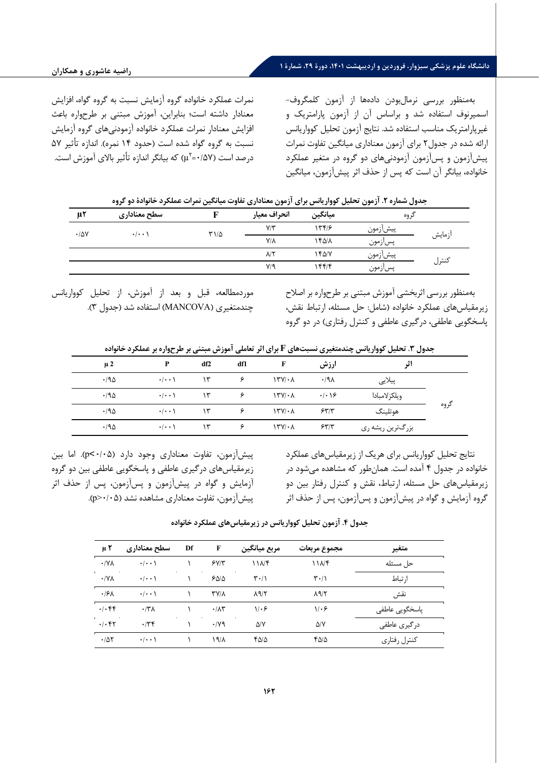به‌منظور بررسی نرمال‌بودن داده‌ها از آزمون کلمگروف-اسمیرنوف استفاده شد و براساس آن از آزمون پارامتریک و غیرپارامتریک مناسب استفاده شد. نتایج آزمون تحلیل کوواریانس ارائه شده در جدول۲ برای آزمون معناداری میانگین تفاوت نمرات پیش‌آزمون و پس‌آزمون آزمودنی‌های دو گروه در متغیر عملکرد خانواده، بیانگر آن است که پس از حذف اثر پیش‌آزمون، میانگین نمرات عملکرد خانواده گروه آزمایش نسبت به گروه گواه، افزایش معنادار داشته است؛ بنابراین، آموزش مبتنی بر طرحواره باعث افزایش معنادار نمرات عملکرد خانواده آزمودنی‌های گروه آزمایش نسبت به گروه گواه شده است (حدود ۱۴ نمره). اندازه تأثیر ۵۷ درصد است ($\mu^2$=۰/۵۷) که بیانگر اندازه تأثیر بالای آموزش است.

**جدول شماره ۲. آزمون تحلیل کوواریانس برای آزمون معناداری تفاوت میانگین نمرات عملکرد خانوادهٔ دو گروه**

| گروه | | میانگین | انحراف معیار | F | سطح معناداری | μ2 |
|---|---|---|---|---|---|---|
| آزمایش | پیش‌آزمون | ۱۳۴/۶ | ۷/۳ | ۳۱/۵ | ۰/۰۰۱ | ۰/۵۷ |
| | پس‌آزمون | ۱۴۵/۸ | ۷/۸ | | | |
| کنترل | پیش‌آزمون | ۱۴۵/۷ | ۸/۲ | | | |
| | پس‌آزمون | ۱۴۴/۴ | ۷/۹ | | | |

به‌منظور بررسی اثربخشی آموزش مبتنی بر طرحواره بر اصلاح زیرمقیاس‌های عملکرد خانواده (شامل: حل مسئله، ارتباط نقش، پاسخگویی عاطفی، درگیری عاطفی و کنترل رفتاری) در دو گروه موردمطالعه، قبل و بعد از آموزش، از تحلیل کوواریانس چندمتغیری (MANCOVA) استفاده شد (جدول ۳).

**جدول ۳. تحلیل کوواریانس چندمتغیری نسبت‌های F برای اثر تعاملی آموزش مبتنی بر طرحواره بر عملکرد خانواده**

| | اثر | ارزش | F | df1 | df2 | P | μ 2 |
|---|---|---|---|---|---|---|---|
| گروه | پیلایی | ۰/۹۸ | ۱۳۷/۰۸ | ۶ | ۱۳ | ۰/۰۰۱ | ۰/۹۵ |
| | ویلکزلامبادا | ۰/۰۱۶ | ۱۳۷/۰۸ | ۶ | ۱۳ | ۰/۰۰۱ | ۰/۹۵ |
| | هوتلینگ | ۶۳/۳ | ۱۳۷/۰۸ | ۶ | ۱۳ | ۰/۰۰۱ | ۰/۹۵ |
| | بزرگ‌ترین ریشه ری | ۶۳/۳ | ۱۳۷/۰۸ | ۶ | ۱۳ | ۰/۰۰۱ | ۰/۹۵ |

نتایج تحلیل کوواریانس برای هریک از زیرمقیاس‌های عملکرد خانواده در جدول ۴ آمده است. همان‌طور که مشاهده می‌شود در زیرمقیاس‌های حل مسئله، ارتباط، نقش و کنترل رفتار بین دو گروه آزمایش و گواه در پیش‌آزمون و پس‌آزمون، پس از حذف اثر پیش‌آزمون، تفاوت معناداری وجود دارد ($p<0.05$). اما بین زیرمقیاس‌های درگیری عاطفی و پاسخگویی عاطفی بین دو گروه آزمایش و گواه در پیش‌آزمون و پس‌آزمون، پس از حذف اثر پیش‌آزمون، تفاوت معناداری مشاهده نشد ($p>0.05$).

**جدول ۴. آزمون تحلیل کوواریانس در زیرمقیاس‌های عملکرد خانواده**

| متغیر | مجموع مربعات | مربع میانگین | F | Df | سطح معناداری | μ ۲ |
|---|---|---|---|---|---|---|
| حل مسئله | ۱۱۸/۴ | ۱۱۸/۴ | ۶۷/۳ | ۱ | ۰/۰۰۱ | ۰/۷۸ |
| ارتباط | ۳۰/۱ | ۳۰/۱ | ۶۵/۵ | ۱ | ۰/۰۰۱ | ۰/۷۸ |
| نقش | ۸۹/۲ | ۸۹/۲ | ۳۷/۸ | ۱ | ۰/۰۰۱ | ۰/۶۸ |
| پاسخگویی عاطفی | ۱/۰۶ | ۱/۰۶ | ۰/۸۳ | ۱ | ۰/۳۸ | ۰/۰۴۴ |
| درگیری عاطفی | ۵/۷ | ۵/۷ | ۰/۷۹ | ۱ | ۰/۳۴ | ۰/۰۴۲ |
| کنترل رفتاری | ۴۵/۵ | ۴۵/۵ | ۱۹/۸ | ۱ | ۰/۰۰۱ | ۰/۵۲ |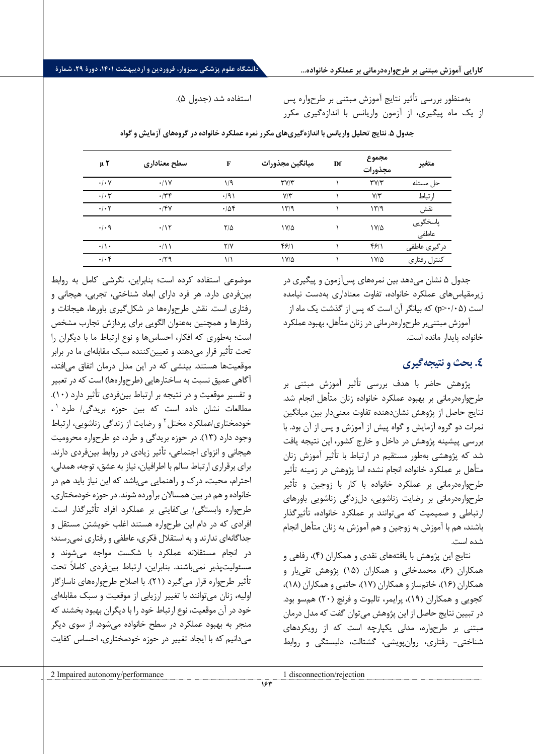به‌منظور بررسی تأثیر نتایج آموزش مبتنی بر طرحواره پس از یک ماه پیگیری، از آزمون واریانس با اندازه‌گیری مکرر استفاده شد (جدول ۵).

**جدول ۵. نتایج تحلیل واریانس با اندازه‌گیری‌های مکرر نمره عملکرد خانواده در گروه‌های آزمایش و گواه**

| متغیر | مجموع مجذورات | Df | میانگین مجذورات | F | سطح معناداری | µ ۲ |
|---|---|---|---|---|---|---|
| حل مسئله | ۳۷/۳ | ۱ | ۳۷/۳ | ۱/۹ | ۰/۱۷ | ۰/۰۷ |
| ارتباط | ۷/۳ | ۱ | ۷/۳ | ۰/۹۱ | ۰/۳۴ | ۰/۰۳ |
| نقش | ۱۳/۹ | ۱ | ۱۳/۹ | ۰/۵۴ | ۰/۴۷ | ۰/۰۲ |
| پاسخگویی عاطفی | ۱۷/۵ | ۱ | ۱۷/۵ | ۲/۵ | ۰/۱۲ | ۰/۰۹ |
| درگیری عاطفی | ۴۶/۱ | ۱ | ۴۶/۱ | ۲/۷ | ۰/۱۱ | ۰/۱۰ |
| کنترل رفتاری | ۱۷/۵ | ۱ | ۱۷/۵ | ۱/۱ | ۰/۲۹ | ۰/۰۴ |

جدول ۵ نشان می‌دهد بین نمره‌های پس‌آزمون و پیگیری در زیرمقیاس‌های عملکرد خانواده، تفاوت معناداری به‌دست نیامده است ($p>0.05$) که بیانگر آن است که پس از گذشت یک ماه از آموزش مبتنی‌بر طرحواره‌درمانی در زنان متأهل، بهبود عملکرد خانواده پایدار مانده است.

## ٤. بحث و نتیجه‌گیری

پژوهش حاضر با هدف بررسی تأثیر آموزش مبتنی بر طرحواره‌درمانی بر بهبود عملکرد خانواده زنان متأهل انجام شد. نتایج حاصل از پژوهش نشان‌دهنده تفاوت معنی‌دار بین میانگین نمرات دو گروه آزمایش و گواه پیش از آموزش و پس از آن بود. با بررسی پیشینه پژوهش در داخل و خارج کشور، این نتیجه یافت شد که پژوهشی به‌طور مستقیم در ارتباط با تأثیر آموزش زنان متأهل بر عملکرد خانواده انجام نشده اما پژوهش در زمینه تأثیر طرحواره‌درمانی بر عملکرد خانواده با کار با زوجین و تأثیر طرحواره‌درمانی بر رضایت زناشویی، دلزدگی زناشویی باورهای ارتباطی و صمیمیت که می‌توانند بر عملکرد خانواده، تأثیرگذار باشند، هم با آموزش به زوجین و هم آموزش به زنان متأهل انجام شده است.

نتایج این پژوهش با یافته‌های نقدی و همکاران (۴)، رفاهی و همکاران (۶)، محمدخانی و همکاران (۱۵) پژوهش تقی‌یار و همکاران (۱۶)، خاتم‌ساز و همکاران (۱۷)، حاتمی و همکاران (۱۸)، کجویی و همکاران (۱۹)، پرایمر، تالبوت و فرنچ (۲۰) همسو بود. در تبیین نتایج حاصل از این پژوهش می‌توان گفت که مدل درمان مبتنی بر طرحواره، مدلی یکپارچه است که از رویکردهای شناختی- رفتاری، روان‌پویشی، گشتالت، دلبستگی و روابط موضوعی استفاده کرده است؛ بنابراین، نگرشی کامل به روابط بین‌فردی دارد. هر فرد دارای ابعاد شناختی، تجربی، هیجانی و رفتاری است. نقش طرحواره‌ها در شکل‌گیری باورها، هیجانات و رفتارها و همچنین به‌عنوان الگویی برای پردازش تجارب مشخص است؛ به‌طوری که افکار، احساس‌ها و نوع ارتباط ما با دیگران را تحت تأثیر قرار می‌دهند و تعیین‌کننده سبک مقابله‌ای ما در برابر موقعیت‌ها هستند. بینشی که در این مدل درمان اتفاق می‌افتد، آگاهی عمیق نسبت به ساختارهایی (طرحواره‌ها) است که در تعبیر و تفسیر موقعیت و در نتیجه بر ارتباط بین‌فردی تأثیر دارد (۱۰). مطالعات نشان داده است که بین حوزه بریدگی/ طرد [1]، خودمختاری/عملکرد مختل [2] و رضایت از زندگی زناشویی، ارتباط وجود دارد (۱۳). در حوزه بریدگی و طرد، دو طرحواره محرومیت هیجانی و انزوای اجتماعی، تأثیر زیادی در روابط بین‌فردی دارند. برای برقراری ارتباط سالم با اطرافیان، نیاز به عشق، توجه، همدلی، احترام، محبت، درک و راهنمایی می‌باشد که این نیاز باید هم در خانواده و هم در بین همسالان برآورده شوند. در حوزه خودمختاری، طرحواره وابستگی/ بی‌کفایتی بر عملکرد افراد تأثیرگذار است. افرادی که در دام این طرحواره هستند اغلب خویشتن مستقل و جداگانه‌ای ندارند و به استقلال فکری، عاطفی و رفتاری نمی‌رسند؛ در انجام مستقلانه عملکرد با شکست مواجه می‌شوند و مسئولیت‌پذیر نمی‌باشند. بنابراین، ارتباط بین‌فردی کاملاً تحت تأثیر طرحواره قرار می‌گیرد (۲۱). با اصلاح طرحواره‌های ناسازگار اولیه، زنان می‌توانند با تغییر ارزیابی از موقعیت و سبک مقابله‌ای خود در آن موقعیت، نوع ارتباط خود را با دیگران بهبود بخشند که منجر به بهبود عملکرد در سطح خانواده می‌شود. از سوی دیگر می‌دانیم که با ایجاد تغییر در حوزه خودمختاری، احساس کفایت

---

1 disconnection/rejection

2 Impaired autonomy/performance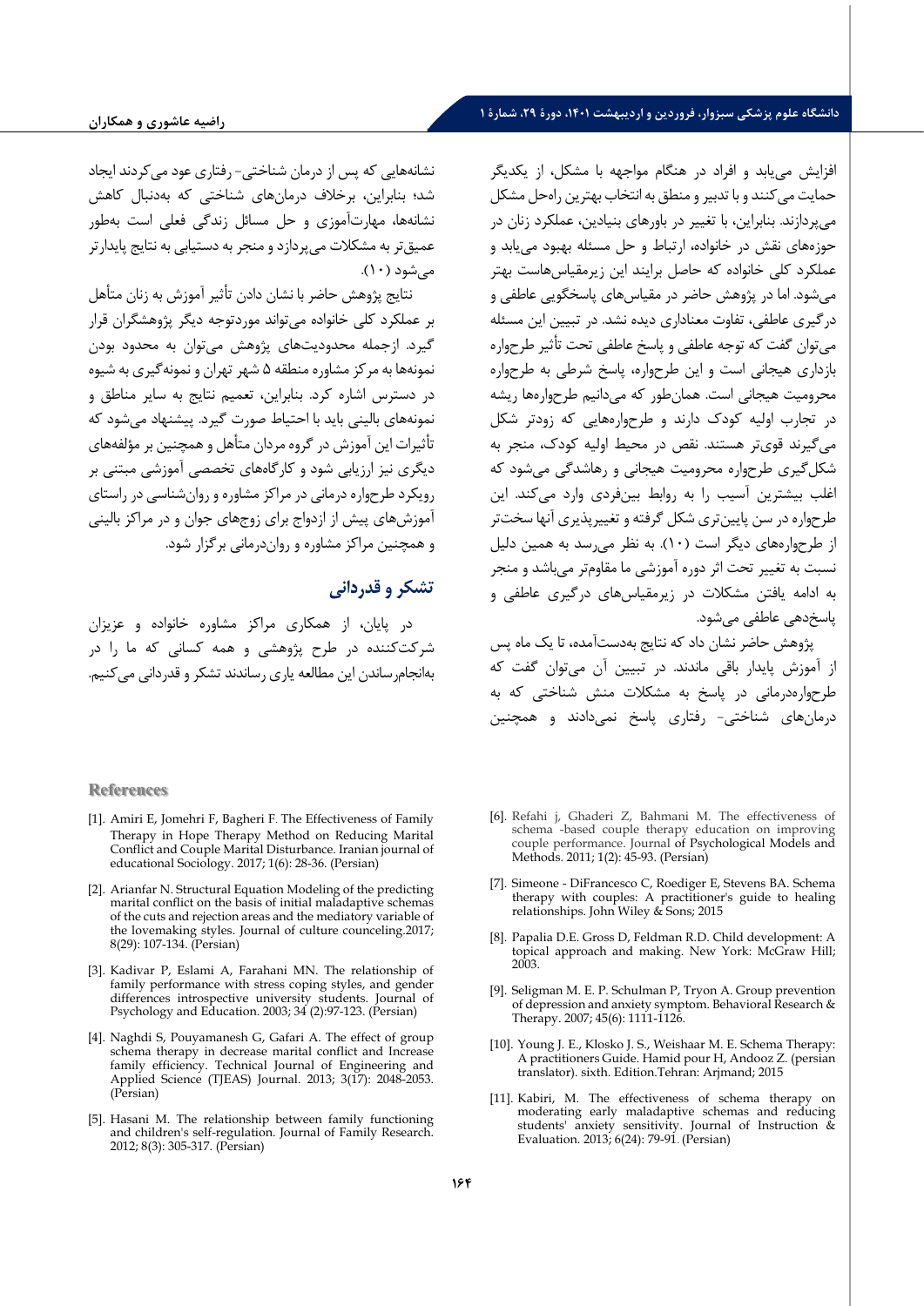افزایش می‌یابد و افراد در هنگام مواجهه با مشکل، از یکدیگر حمایت می‌کنند و با تدبیر و منطق به انتخاب بهترین راه‌حل مشکل می‌پردازند. بنابراین، با تغییر در باورهای بنیادین، عملکرد زنان در حوزه‌های نقش در خانواده، ارتباط و حل مسئله بهبود می‌یابد و عملکرد کلی خانواده که حاصل برایند این زیرمقیاس‌هاست بهتر می‌شود. اما در پژوهش حاضر در مقیاس‌های پاسخگویی عاطفی و درگیری عاطفی، تفاوت معناداری دیده نشد. در تبیین این مسئله می‌توان گفت که توجه عاطفی و پاسخ عاطفی تحت تأثیر طرحواره بازداری هیجانی است و این طرحواره، پاسخ شرطی به طرحواره محرومیت هیجانی است. همان‌طور که می‌دانیم طرحواره‌ها ریشه در تجارب اولیه کودک دارند و طرحواره‌هایی که زودتر شکل می‌گیرند قوی‌تر هستند. نقص در محیط اولیه کودک، منجر به شکل‌گیری طرحواره محرومیت هیجانی و رهاشدگی می‌شود که اغلب بیشترین آسیب را به روابط بین‌فردی وارد می‌کند. این طرحواره در سن پایین‌تری شکل گرفته و تغییرپذیری آنها سخت‌تر از طرحواره‌های دیگر است (۱۰). به نظر می‌رسد به همین دلیل نسبت به تغییر تحت اثر دوره آموزشی ما مقاوم‌تر می‌باشد و منجر به ادامه یافتن مشکلات در زیرمقیاس‌های درگیری عاطفی و پاسخ‌دهی عاطفی می‌شود.

پژوهش حاضر نشان داد که نتایج به‌دست‌آمده، تا یک ماه پس از آموزش پایدار باقی ماندند. در تبیین آن می‌توان گفت که طرحواره‌درمانی در پاسخ به مشکلات منش شناختی که به درمان‌های شناختی- رفتاری پاسخ نمی‌دادند و همچنین نشانه‌هایی که پس از درمان شناختی- رفتاری عود می‌کردند ایجاد شد؛ بنابراین، برخلاف درمان‌های شناختی که به‌دنبال کاهش نشانه‌ها، مهارت‌آموزی و حل مسائل زندگی فعلی است به‌طور عمیق‌تر به مشکلات می‌پردازد و منجر به دستیابی به نتایج پایدارتر می‌شود (۱۰).

نتایج پژوهش حاضر با نشان دادن تأثیر آموزش به زنان متأهل بر عملکرد کلی خانواده می‌تواند موردتوجه دیگر پژوهشگران قرار گیرد. ازجمله محدودیت‌های پژوهش می‌توان به محدود بودن نمونه‌ها به مرکز مشاوره منطقه ۵ شهر تهران و نمونه‌گیری به شیوه در دسترس اشاره کرد. بنابراین، تعمیم نتایج به سایر مناطق و نمونه‌های بالینی باید با احتیاط صورت گیرد. پیشنهاد می‌شود که تأثیرات این آموزش در گروه مردان متأهل و همچنین بر مؤلفه‌های دیگری نیز ارزیابی شود و کارگاه‌های تخصصی آموزشی مبتنی بر رویکرد طرحواره درمانی در مراکز مشاوره و روان‌شناسی در راستای آموزش‌های پیش از ازدواج برای زوج‌های جوان و در مراکز بالینی و همچنین مراکز مشاوره و روان‌درمانی برگزار شود.

## تشکر و قدردانی

در پایان، از همکاری مراکز مشاوره خانواده و عزیزان شرکت‌کننده در طرح پژوهشی و همه کسانی که ما را در به‌انجام‌رساندن این مطالعه یاری رساندند تشکر و قدردانی می‌کنیم.

## References

[1]. Amiri E, Jomehri F, Bagheri F. The Effectiveness of Family Therapy in Hope Therapy Method on Reducing Marital Conflict and Couple Marital Disturbance. Iranian journal of educational Sociology. 2017; 1(6): 28-36. (Persian)

[2]. Arianfar N. Structural Equation Modeling of the predicting marital conflict on the basis of initial maladaptive schemas of the cuts and rejection areas and the mediatory variable of the lovemaking styles. Journal of culture counceling.2017; 8(29): 107-134. (Persian)

[3]. Kadivar P, Eslami A, Farahani MN. The relationship of family performance with stress coping styles, and gender differences introspective university students. Journal of Psychology and Education. 2003; 34 (2):97-123. (Persian)

[4]. Naghdi S, Pouyamanesh G, Gafari A. The effect of group schema therapy in decrease marital conflict and Increase family efficiency. Technical Journal of Engineering and Applied Science (TJEAS) Journal. 2013; 3(17): 2048-2053. (Persian)

[5]. Hasani M. The relationship between family functioning and children's self-regulation. Journal of Family Research. 2012; 8(3): 305-317. (Persian)

[6]. Refahi j, Ghaderi Z, Bahmani M. The effectiveness of schema -based couple therapy education on improving couple performance. Journal of Psychological Models and Methods. 2011; 1(2): 45-93. (Persian)

[7]. Simeone - DiFrancesco C, Roediger E, Stevens BA. Schema therapy with couples: A practitioner's guide to healing relationships. John Wiley & Sons; 2015

[8]. Papalia D.E. Gross D, Feldman R.D. Child development: A topical approach and making. New York: McGraw Hill; 2003.

[9]. Seligman M. E. P. Schulman P, Tryon A. Group prevention of depression and anxiety symptom. Behavioral Research & Therapy. 2007; 45(6): 1111-1126.

[10]. Young J. E., Klosko J. S., Weishaar M. E. Schema Therapy: A practitioners Guide. Hamid pour H, Andooz Z. (persian translator). sixth. Edition.Tehran: Arjmand; 2015

[11]. Kabiri, M. The effectiveness of schema therapy on moderating early maladaptive schemas and reducing students' anxiety sensitivity. Journal of Instruction & Evaluation. 2013; 6(24): 79-91. (Persian)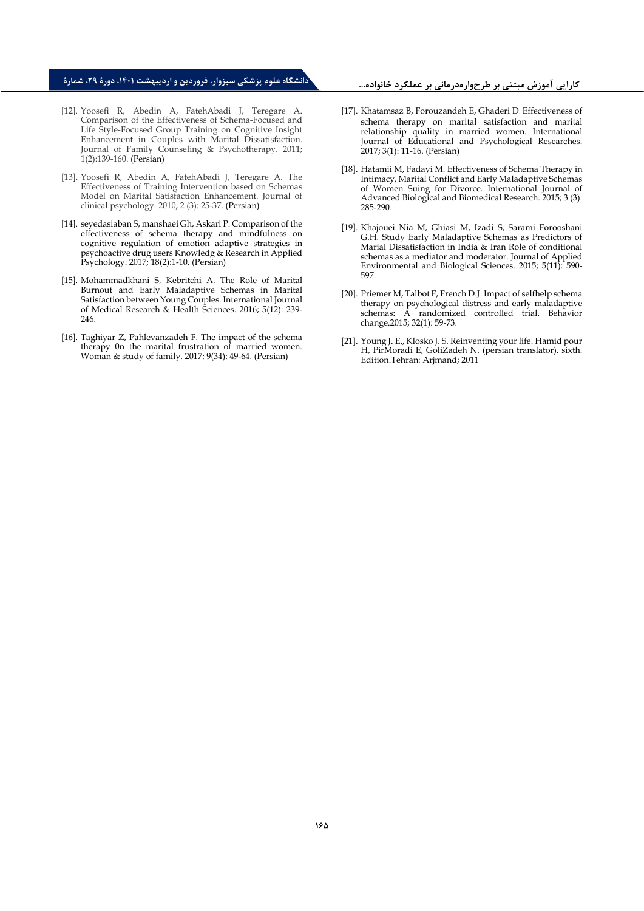[12]. Yoosefi R, Abedin A, FatehAbadi J, Teregare A. Comparison of the Effectiveness of Schema-Focused and Life Style-Focused Group Training on Cognitive Insight Enhancement in Couples with Marital Dissatisfaction. Journal of Family Counseling & Psychotherapy. 2011; 1(2):139-160. (Persian)

[13]. Yoosefi R, Abedin A, FatehAbadi J, Teregare A. The Effectiveness of Training Intervention based on Schemas Model on Marital Satisfaction Enhancement. Journal of clinical psychology. 2010; 2 (3): 25-37. (Persian)

[14]. seyedasiaban S, manshaei Gh, Askari P. Comparison of the effectiveness of schema therapy and mindfulness on cognitive regulation of emotion adaptive strategies in psychoactive drug users Knowledg & Research in Applied Psychology. 2017; 18(2):1-10. (Persian)

[15]. Mohammadkhani S, Kebritchi A. The Role of Marital Burnout and Early Maladaptive Schemas in Marital Satisfaction between Young Couples. International Journal of Medical Research & Health Sciences. 2016; 5(12): 239-246.

[16]. Taghiyar Z, Pahlevanzadeh F. The impact of the schema therapy 0n the marital frustration of married women. Woman & study of family. 2017; 9(34): 49-64. (Persian)

[17]. Khatamsaz B, Forouzandeh E, Ghaderi D. Effectiveness of schema therapy on marital satisfaction and marital relationship quality in married women. International Journal of Educational and Psychological Researches. 2017; 3(1): 11-16. (Persian)

[18]. Hatamii M, Fadayi M. Effectiveness of Schema Therapy in Intimacy, Marital Conflict and Early Maladaptive Schemas of Women Suing for Divorce. International Journal of Advanced Biological and Biomedical Research. 2015; 3 (3): 285-290.

[19]. Khajouei Nia M, Ghiasi M, Izadi S, Sarami Forooshani G.H. Study Early Maladaptive Schemas as Predictors of Marial Dissatisfaction in India & Iran Role of conditional schemas as a mediator and moderator. Journal of Applied Environmental and Biological Sciences. 2015; 5(11): 590-597.

[20]. Priemer M, Talbot F, French D.J. Impact of selfhelp schema therapy on psychological distress and early maladaptive schemas: A randomized controlled trial. Behavior change.2015; 32(1): 59-73.

[21]. Young J. E., Klosko J. S. Reinventing your life. Hamid pour H, PirMoradi E, GoliZadeh N. (persian translator). sixth. Edition.Tehran: Arjmand; 2011